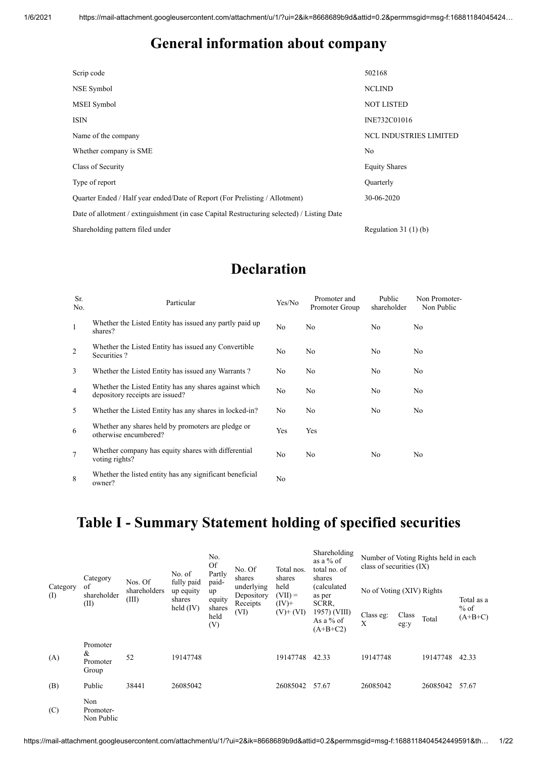# General information about company

| | |
|---|---|
| Scrip code | 502168 |
| NSE Symbol | NCLIND |
| MSEI Symbol | NOT LISTED |
| ISIN | INE732C01016 |
| Name of the company | NCL INDUSTRIES LIMITED |
| Whether company is SME | No |
| Class of Security | Equity Shares |
| Type of report | Quarterly |
| Quarter Ended / Half year ended/Date of Report (For Prelisting / Allotment) | 30-06-2020 |
| Date of allotment / extinguishment (in case Capital Restructuring selected) / Listing Date | |
| Shareholding pattern filed under | Regulation 31 (1) (b) |

# Declaration

| Sr. No. | Particular | Yes/No | Promoter and Promoter Group | Public shareholder | Non Promoter-Non Public |
|---|---|---|---|---|---|
| 1 | Whether the Listed Entity has issued any partly paid up shares? | No | No | No | No |
| 2 | Whether the Listed Entity has issued any Convertible Securities ? | No | No | No | No |
| 3 | Whether the Listed Entity has issued any Warrants ? | No | No | No | No |
| 4 | Whether the Listed Entity has any shares against which depository receipts are issued? | No | No | No | No |
| 5 | Whether the Listed Entity has any shares in locked-in? | No | No | No | No |
| 6 | Whether any shares held by promoters are pledge or otherwise encumbered? | Yes | Yes | | |
| 7 | Whether company has equity shares with differential voting rights? | No | No | No | No |
| 8 | Whether the listed entity has any significant beneficial owner? | No | | | |

# Table I - Summary Statement holding of specified securities

| Category (I) | Category of shareholder (II) | Nos. Of shareholders (III) | No. of fully paid up equity shares held (IV) | No. Of Partly paid-up equity shares held (V) | No. Of shares underlying Depository Receipts (VI) | Total nos. shares held (VII) = (IV)+ (V)+ (VI) | Shareholding as a % of total no. of shares (calculated as per SCRR, 1957) (VIII) As a % of (A+B+C2) | Number of Voting Rights held in each class of securities (IX) | | | |
|---|---|---|---|---|---|---|---|---|---|---|---|
| | | | | | | | | No of Voting (XIV) Rights | | | Total as a % of (A+B+C) |
| | | | | | | | | Class eg: X | Class eg:y | Total | |
| (A) | Promoter & Promoter Group | 52 | 19147748 | | | 19147748 | 42.33 | 19147748 | | 19147748 | 42.33 |
| (B) | Public | 38441 | 26085042 | | | 26085042 | 57.67 | 26085042 | | 26085042 | 57.67 |
| (C) | Non Promoter-Non Public | | | | | | | | | | |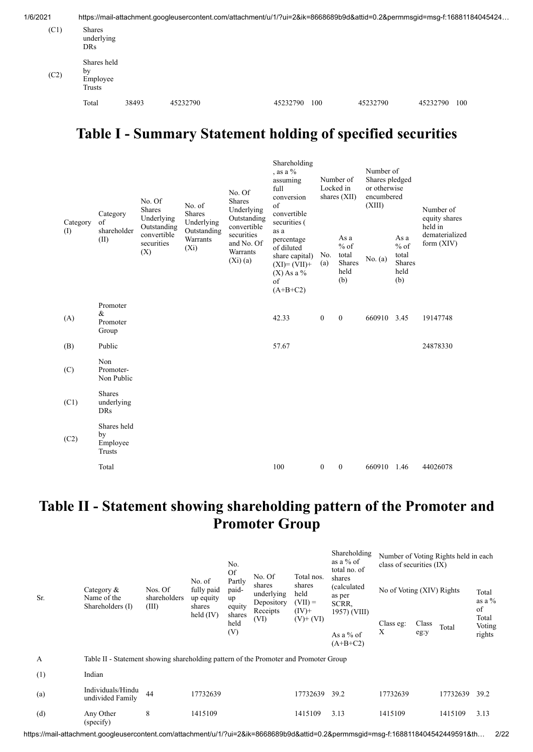| | | | | | | | | | | | |
|---|---|---|---|---|---|---|---|---|---|---|---|
| (C1) | Shares underlying DRs | | | | | | | | | | |
| (C2) | Shares held by Employee Trusts | | | | | | | | | | |
| | Total | 38493 | 45232790 | | | 45232790 | 100 | 45232790 | | 45232790 | 100 |

# Table I - Summary Statement holding of specified securities

| Category (I) | Category of shareholder (II) | No. Of Shares Underlying Outstanding convertible securities (X) | No. of Shares Underlying Outstanding Warrants (Xi) | No. Of Shares Underlying Outstanding convertible securities and No. Of Warrants (Xi) (a) | Shareholding , as a % assuming full conversion of convertible securities ( as a percentage of diluted share capital) (XI)= (VII)+(X) As a % of (A+B+C2) | Number of Locked in shares (XII) | | Number of Shares pledged or otherwise encumbered (XIII) | | Number of equity shares held in dematerialized form (XIV) |
|---|---|---|---|---|---|---|---|---|---|---|
| | | | | | | No. (a) | As a % of total Shares held (b) | No. (a) | As a % of total Shares held (b) | |
| (A) | Promoter & Promoter Group | | | | 42.33 | 0 | 0 | 660910 | 3.45 | 19147748 |
| (B) | Public | | | | 57.67 | | | | | 24878330 |
| (C) | Non Promoter- Non Public | | | | | | | | | |
| (C1) | Shares underlying DRs | | | | | | | | | |
| (C2) | Shares held by Employee Trusts | | | | | | | | | |
| | Total | | | | 100 | 0 | 0 | 660910 | 1.46 | 44026078 |

# Table II - Statement showing shareholding pattern of the Promoter and Promoter Group

| Sr. | Category & Name of the Shareholders (I) | Nos. Of shareholders (III) | No. of fully paid up equity shares held (IV) | No. Of Partly paid-up equity shares held (V) | No. Of shares underlying Depository Receipts (VI) | Total nos. shares held (VII) = (IV)+(V)+ (VI) | Shareholding as a % of total no. of shares (calculated as per SCRR, 1957) (VIII) As a % of (A+B+C2) | Number of Voting Rights held in each class of securities (IX) | | | |
|---|---|---|---|---|---|---|---|---|---|---|---|
| | | | | | | | | No of Voting (XIV) Rights | | | Total as a % of Total Voting rights |
| | | | | | | | | Class eg: X | Class eg:y | Total | |
| A | Table II - Statement showing shareholding pattern of the Promoter and Promoter Group | | | | | | | | | | |
| (1) | Indian | | | | | | | | | | |
| (a) | Individuals/Hindu undivided Family | 44 | 17732639 | | | 17732639 | 39.2 | 17732639 | | 17732639 | 39.2 |
| (d) | Any Other (specify) | 8 | 1415109 | | | 1415109 | 3.13 | 1415109 | | 1415109 | 3.13 |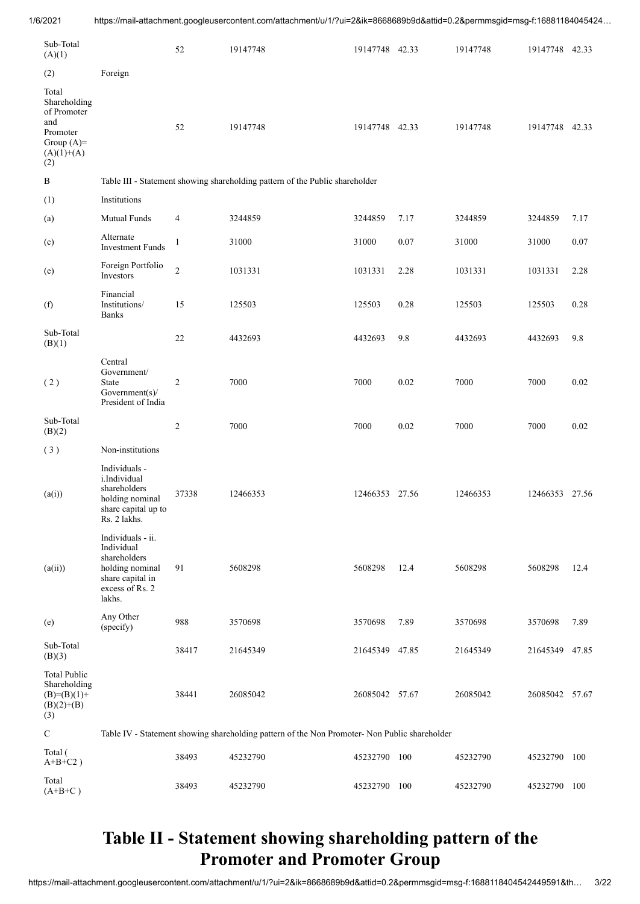| Sub-Total (A)(1) | | 52 | 19147748 | 19147748 | 42.33 | 19147748 | 19147748 | 42.33 |
|---|---|---|---|---|---|---|---|---|
| (2) | Foreign | | | | | | | |
| Total Shareholding of Promoter and Promoter Group (A)=(A)(1)+(A)(2) | | 52 | 19147748 | 19147748 | 42.33 | 19147748 | 19147748 | 42.33 |
| B | Table III - Statement showing shareholding pattern of the Public shareholder | | | | | | | |
| (1) | Institutions | | | | | | | |
| (a) | Mutual Funds | 4 | 3244859 | 3244859 | 7.17 | 3244859 | 3244859 | 7.17 |
| (c) | Alternate Investment Funds | 1 | 31000 | 31000 | 0.07 | 31000 | 31000 | 0.07 |
| (e) | Foreign Portfolio Investors | 2 | 1031331 | 1031331 | 2.28 | 1031331 | 1031331 | 2.28 |
| (f) | Financial Institutions/ Banks | 15 | 125503 | 125503 | 0.28 | 125503 | 125503 | 0.28 |
| Sub-Total (B)(1) | | 22 | 4432693 | 4432693 | 9.8 | 4432693 | 4432693 | 9.8 |
| ( 2 ) | Central Government/ State Government(s)/ President of India | 2 | 7000 | 7000 | 0.02 | 7000 | 7000 | 0.02 |
| Sub-Total (B)(2) | | 2 | 7000 | 7000 | 0.02 | 7000 | 7000 | 0.02 |
| ( 3 ) | Non-institutions | | | | | | | |
| (a(i)) | Individuals - i.Individual shareholders holding nominal share capital up to Rs. 2 lakhs. | 37338 | 12466353 | 12466353 | 27.56 | 12466353 | 12466353 | 27.56 |
| (a(ii)) | Individuals - ii. Individual shareholders holding nominal share capital in excess of Rs. 2 lakhs. | 91 | 5608298 | 5608298 | 12.4 | 5608298 | 5608298 | 12.4 |
| (e) | Any Other (specify) | 988 | 3570698 | 3570698 | 7.89 | 3570698 | 3570698 | 7.89 |
| Sub-Total (B)(3) | | 38417 | 21645349 | 21645349 | 47.85 | 21645349 | 21645349 | 47.85 |
| Total Public Shareholding (B)=(B)(1)+(B)(2)+(B)(3) | | 38441 | 26085042 | 26085042 | 57.67 | 26085042 | 26085042 | 57.67 |
| C | Table IV - Statement showing shareholding pattern of the Non Promoter- Non Public shareholder | | | | | | | |
| Total ( A+B+C2 ) | | 38493 | 45232790 | 45232790 | 100 | 45232790 | 45232790 | 100 |
| Total (A+B+C ) | | 38493 | 45232790 | 45232790 | 100 | 45232790 | 45232790 | 100 |

# Table II - Statement showing shareholding pattern of the Promoter and Promoter Group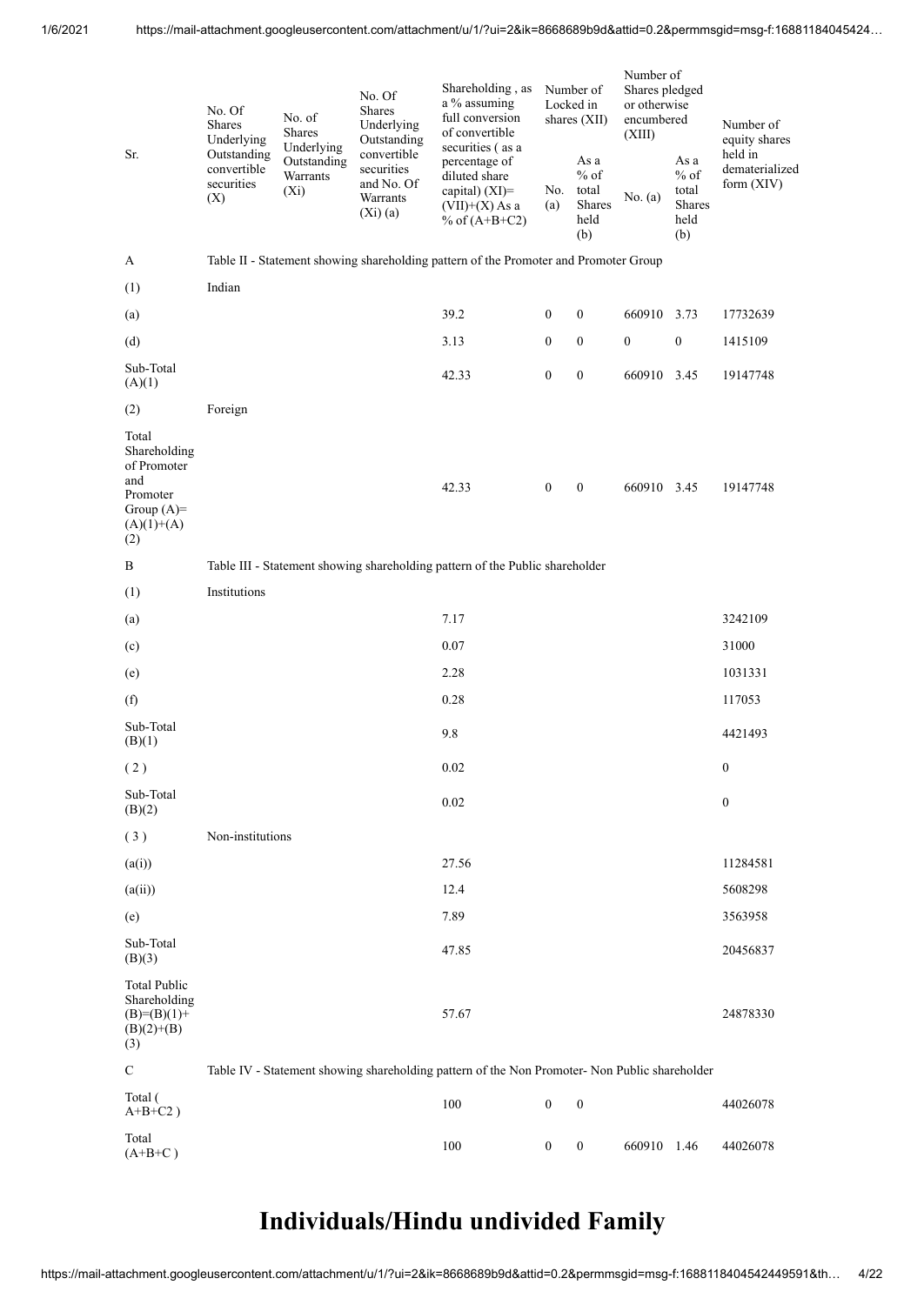| Sr. | No. Of Shares Underlying Outstanding convertible securities (X) | No. of Shares Underlying Outstanding Warrants (Xi) | No. Of Shares Underlying Outstanding convertible securities and No. Of Warrants (Xi) (a) | Shareholding , as a % assuming full conversion of convertible securities ( as a percentage of diluted share capital) (XI)= (VII)+(X) As a % of (A+B+C2) | Number of Locked in shares (XII) | | Number of Shares pledged or otherwise encumbered (XIII) | | Number of equity shares held in dematerialized form (XIV) |
|---|---|---|---|---|---|---|---|---|---|
| | | | | | No. (a) | As a % of total Shares held (b) | No. (a) | As a % of total Shares held (b) | |
| A | Table II - Statement showing shareholding pattern of the Promoter and Promoter Group | | | | | | | | |
| (1) | Indian | | | | | | | | |
| (a) | | | | 39.2 | 0 | 0 | 660910 | 3.73 | 17732639 |
| (d) | | | | 3.13 | 0 | 0 | 0 | 0 | 1415109 |
| Sub-Total (A)(1) | | | | 42.33 | 0 | 0 | 660910 | 3.45 | 19147748 |
| (2) | Foreign | | | | | | | | |
| Total Shareholding of Promoter and Promoter Group (A)= (A)(1)+(A)(2) | | | | 42.33 | 0 | 0 | 660910 | 3.45 | 19147748 |
| B | Table III - Statement showing shareholding pattern of the Public shareholder | | | | | | | | |
| (1) | Institutions | | | | | | | | |
| (a) | | | | 7.17 | | | | | 3242109 |
| (c) | | | | 0.07 | | | | | 31000 |
| (e) | | | | 2.28 | | | | | 1031331 |
| (f) | | | | 0.28 | | | | | 117053 |
| Sub-Total (B)(1) | | | | 9.8 | | | | | 4421493 |
| ( 2 ) | | | | 0.02 | | | | | 0 |
| Sub-Total (B)(2) | | | | 0.02 | | | | | 0 |
| ( 3 ) | Non-institutions | | | | | | | | |
| (a(i)) | | | | 27.56 | | | | | 11284581 |
| (a(ii)) | | | | 12.4 | | | | | 5608298 |
| (e) | | | | 7.89 | | | | | 3563958 |
| Sub-Total (B)(3) | | | | 47.85 | | | | | 20456837 |
| Total Public Shareholding (B)=(B)(1)+(B)(2)+(B)(3) | | | | 57.67 | | | | | 24878330 |
| C | Table IV - Statement showing shareholding pattern of the Non Promoter- Non Public shareholder | | | | | | | | |
| Total ( A+B+C2 ) | | | | 100 | 0 | 0 | | | 44026078 |
| Total (A+B+C ) | | | | 100 | 0 | 0 | 660910 | 1.46 | 44026078 |

# Individuals/Hindu undivided Family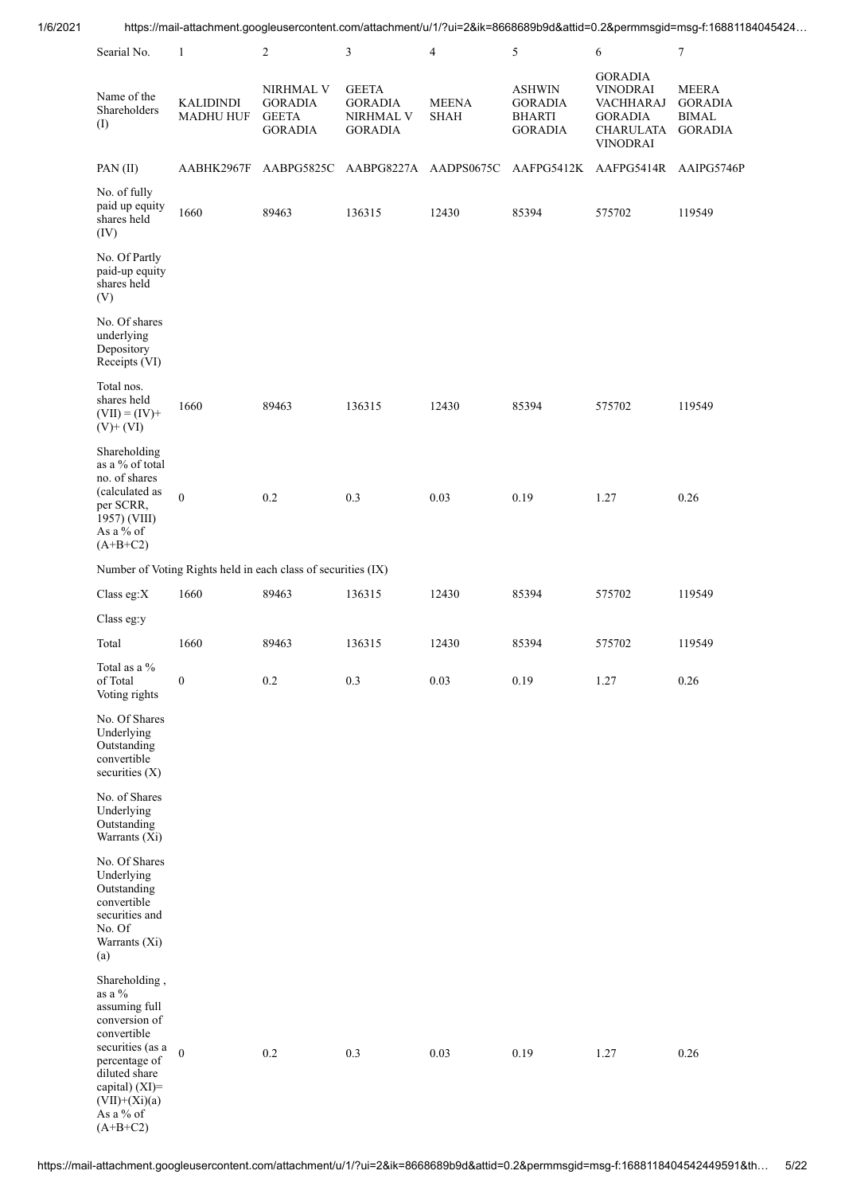| Searial No. | 1 | 2 | 3 | 4 | 5 | 6 | 7 |
|---|---|---|---|---|---|---|---|
| Name of the Shareholders (I) | KALIDINDI MADHU HUF | NIRHMAL V GORADIA GEETA GORADIA | GEETA GORADIA NIRHMAL V GORADIA | MEENA SHAH | ASHWIN GORADIA BHARTI GORADIA | GORADIA VINODRAI VACHHARAJ GORADIA CHARULATA VINODRAI | MEERA GORADIA BIMAL GORADIA |
| PAN (II) | AABHK2967F | AABPG5825C | AABPG8227A | AADPS0675C | AAFPG5412K | AAFPG5414R | AAIPG5746P |
| No. of fully paid up equity shares held (IV) | 1660 | 89463 | 136315 | 12430 | 85394 | 575702 | 119549 |
| No. Of Partly paid-up equity shares held (V) | | | | | | | |
| No. Of shares underlying Depository Receipts (VI) | | | | | | | |
| Total nos. shares held (VII) = (IV)+ (V)+ (VI) | 1660 | 89463 | 136315 | 12430 | 85394 | 575702 | 119549 |
| Shareholding as a % of total no. of shares (calculated as per SCRR, 1957) (VIII) As a % of (A+B+C2) | 0 | 0.2 | 0.3 | 0.03 | 0.19 | 1.27 | 0.26 |
| Number of Voting Rights held in each class of securities (IX) | | | | | | | |
| Class eg:X | 1660 | 89463 | 136315 | 12430 | 85394 | 575702 | 119549 |
| Class eg:y | | | | | | | |
| Total | 1660 | 89463 | 136315 | 12430 | 85394 | 575702 | 119549 |
| Total as a % of Total Voting rights | 0 | 0.2 | 0.3 | 0.03 | 0.19 | 1.27 | 0.26 |
| No. Of Shares Underlying Outstanding convertible securities (X) | | | | | | | |
| No. of Shares Underlying Outstanding Warrants (Xi) | | | | | | | |
| No. Of Shares Underlying Outstanding convertible securities and No. Of Warrants (Xi) (a) | | | | | | | |
| Shareholding , as a % assuming full conversion of convertible securities (as a percentage of diluted share capital) (XI)= (VII)+(Xi)(a) As a % of (A+B+C2) | 0 | 0.2 | 0.3 | 0.03 | 0.19 | 1.27 | 0.26 |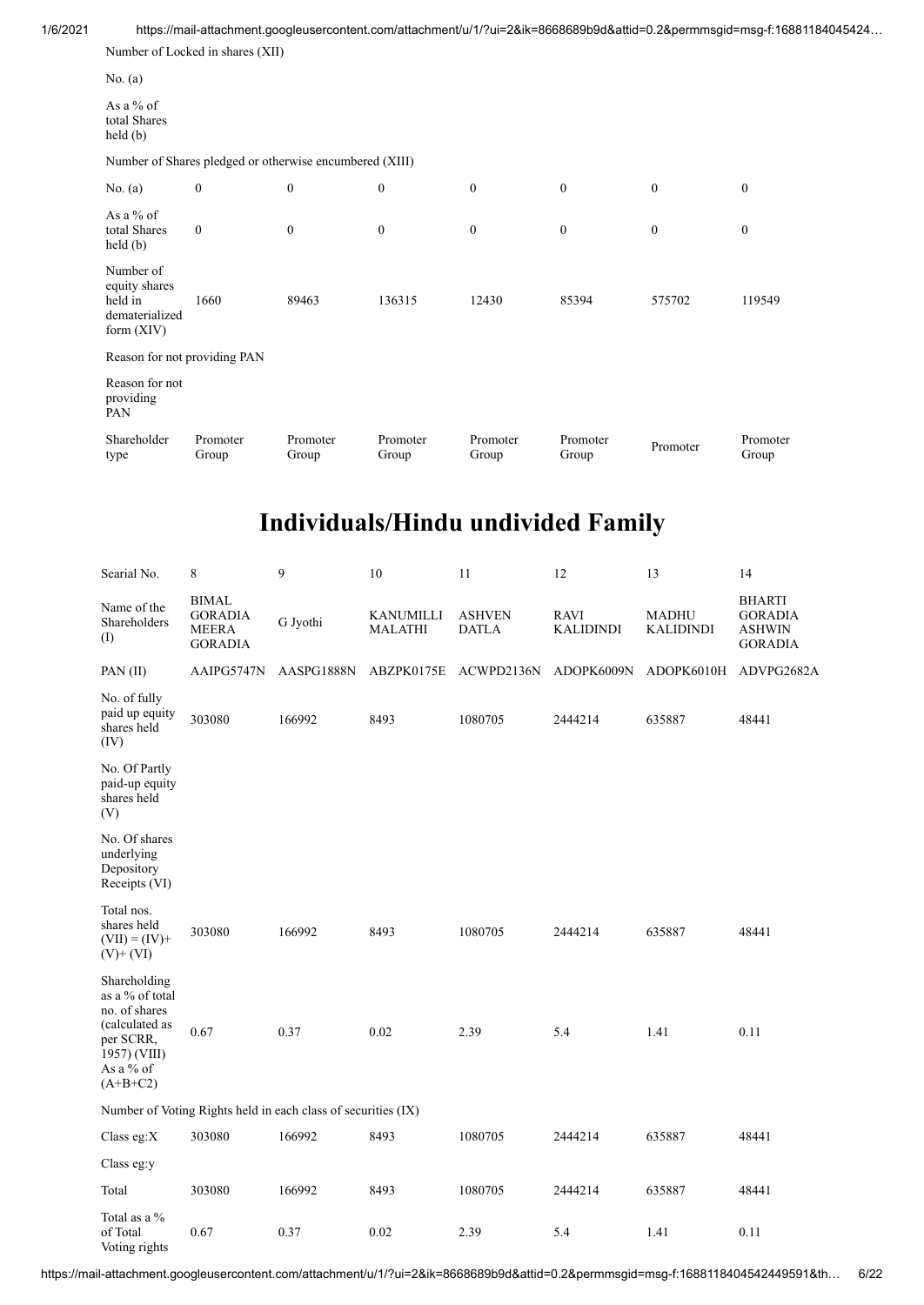| Number of Locked in shares (XII) | | | | | | | |
|---|---|---|---|---|---|---|---|
| No. (a) | | | | | | | |
| As a % of total Shares held (b) | | | | | | | |
| Number of Shares pledged or otherwise encumbered (XIII) | | | | | | | |
| No. (a) | 0 | 0 | 0 | 0 | 0 | 0 | 0 |
| As a % of total Shares held (b) | 0 | 0 | 0 | 0 | 0 | 0 | 0 |
| Number of equity shares held in dematerialized form (XIV) | 1660 | 89463 | 136315 | 12430 | 85394 | 575702 | 119549 |
| Reason for not providing PAN | | | | | | | |
| Reason for not providing PAN | | | | | | | |
| Shareholder type | Promoter Group | Promoter Group | Promoter Group | Promoter Group | Promoter Group | Promoter | Promoter Group |

# Individuals/Hindu undivided Family

| Searial No. | 8 | 9 | 10 | 11 | 12 | 13 | 14 |
|---|---|---|---|---|---|---|---|
| Name of the Shareholders (I) | BIMAL GORADIA MEERA GORADIA | G Jyothi | KANUMILLI MALATHI | ASHVEN DATLA | RAVI KALIDINDI | MADHU KALIDINDI | BHARTI GORADIA ASHWIN GORADIA |
| PAN (II) | AAIPG5747N | AASPG1888N | ABZPK0175E | ACWPD2136N | ADOPK6009N | ADOPK6010H | ADVPG2682A |
| No. of fully paid up equity shares held (IV) | 303080 | 166992 | 8493 | 1080705 | 2444214 | 635887 | 48441 |
| No. Of Partly paid-up equity shares held (V) | | | | | | | |
| No. Of shares underlying Depository Receipts (VI) | | | | | | | |
| Total nos. shares held (VII) = (IV)+ (V)+ (VI) | 303080 | 166992 | 8493 | 1080705 | 2444214 | 635887 | 48441 |
| Shareholding as a % of total no. of shares (calculated as per SCRR, 1957) (VIII) As a % of (A+B+C2) | 0.67 | 0.37 | 0.02 | 2.39 | 5.4 | 1.41 | 0.11 |
| Number of Voting Rights held in each class of securities (IX) | | | | | | | |
| Class eg:X | 303080 | 166992 | 8493 | 1080705 | 2444214 | 635887 | 48441 |
| Class eg:y | | | | | | | |
| Total | 303080 | 166992 | 8493 | 1080705 | 2444214 | 635887 | 48441 |
| Total as a % of Total Voting rights | 0.67 | 0.37 | 0.02 | 2.39 | 5.4 | 1.41 | 0.11 |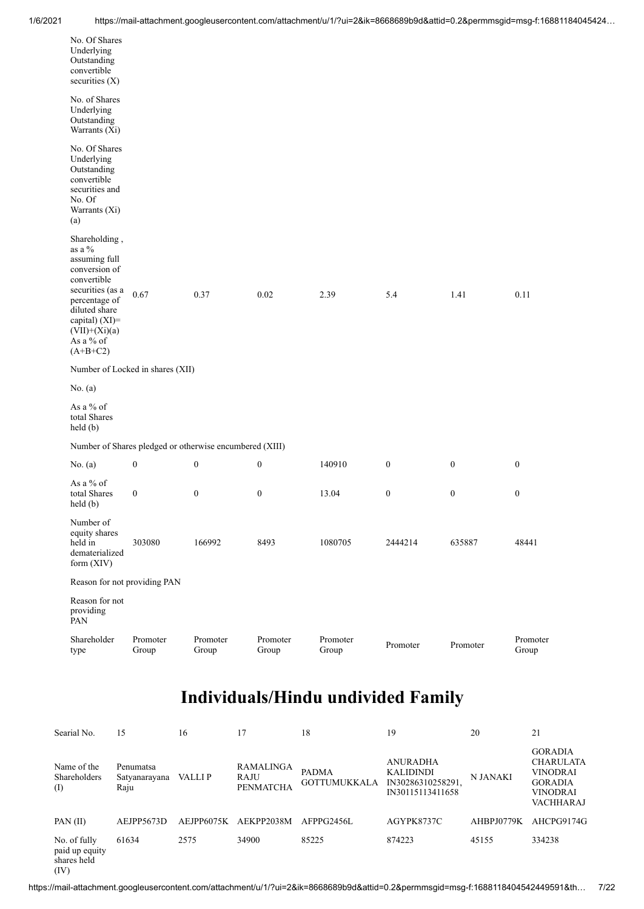| | | | | | | | |
|---|---|---|---|---|---|---|---|
| No. Of Shares Underlying Outstanding convertible securities (X) | | | | | | | |
| No. of Shares Underlying Outstanding Warrants (Xi) | | | | | | | |
| No. Of Shares Underlying Outstanding convertible securities and No. Of Warrants (Xi) (a) | | | | | | | |
| Shareholding , as a % assuming full conversion of convertible securities (as a percentage of diluted share capital) (XI)= (VII)+(Xi)(a) As a % of (A+B+C2) | 0.67 | 0.37 | 0.02 | 2.39 | 5.4 | 1.41 | 0.11 |
| Number of Locked in shares (XII) | | | | | | | |
| No. (a) | | | | | | | |
| As a % of total Shares held (b) | | | | | | | |
| Number of Shares pledged or otherwise encumbered (XIII) | | | | | | | |
| No. (a) | 0 | 0 | 0 | 140910 | 0 | 0 | 0 |
| As a % of total Shares held (b) | 0 | 0 | 0 | 13.04 | 0 | 0 | 0 |
| Number of equity shares held in dematerialized form (XIV) | 303080 | 166992 | 8493 | 1080705 | 2444214 | 635887 | 48441 |
| Reason for not providing PAN | | | | | | | |
| Reason for not providing PAN | | | | | | | |
| Shareholder type | Promoter Group | Promoter Group | Promoter Group | Promoter Group | Promoter | Promoter | Promoter Group |

# Individuals/Hindu undivided Family

| Searial No. | 15 | 16 | 17 | 18 | 19 | 20 | 21 |
|---|---|---|---|---|---|---|---|
| Name of the Shareholders (I) | Penumatsa Satyanarayana Raju | VALLI P | RAMALINGA RAJU PENMATCHA | PADMA GOTTUMUKKALA | ANURADHA KALIDINDI IN30286310258291, IN30115113411658 | N JANAKI | GORADIA CHARULATA VINODRAI GORADIA VINODRAI VACHHARAJ |
| PAN (II) | AEJPP5673D | AEJPP6075K | AEKPP2038M | AFPPG2456L | AGYPK8737C | AHBPJ0779K | AHCPG9174G |
| No. of fully paid up equity shares held (IV) | 61634 | 2575 | 34900 | 85225 | 874223 | 45155 | 334238 |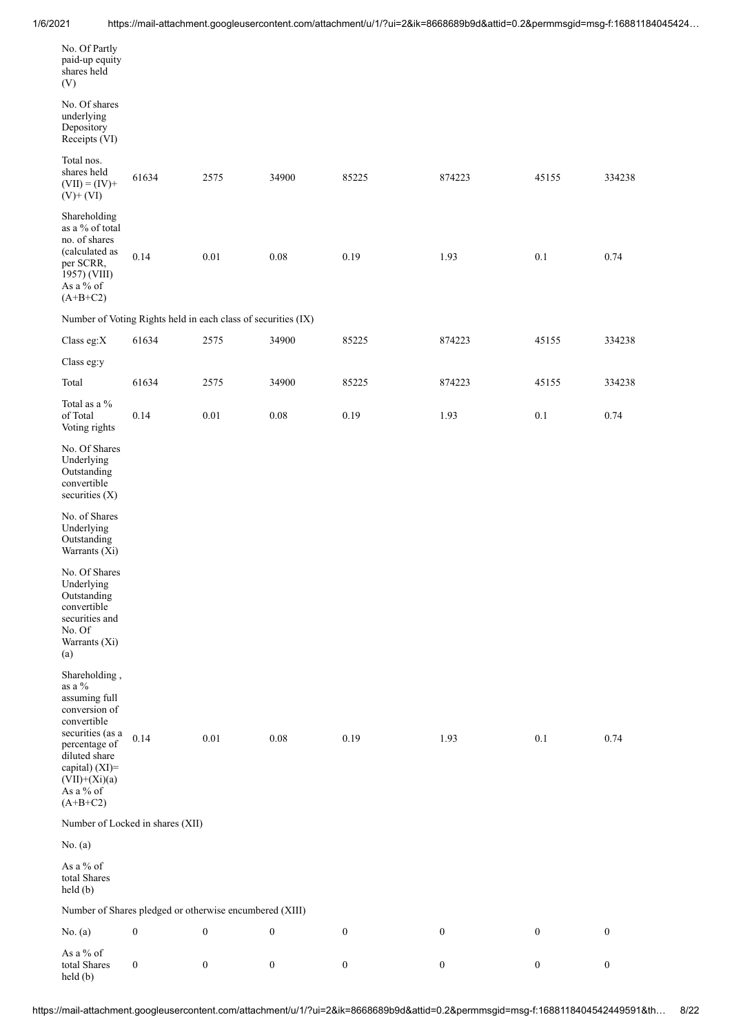| | | | | | | | |
|---|---|---|---|---|---|---|---|
| No. Of Partly paid-up equity shares held (V) | | | | | | | |
| No. Of shares underlying Depository Receipts (VI) | | | | | | | |
| Total nos. shares held (VII) = (IV)+ (V)+ (VI) | 61634 | 2575 | 34900 | 85225 | 874223 | 45155 | 334238 |
| Shareholding as a % of total no. of shares (calculated as per SCRR, 1957) (VIII) As a % of (A+B+C2) | 0.14 | 0.01 | 0.08 | 0.19 | 1.93 | 0.1 | 0.74 |
| Number of Voting Rights held in each class of securities (IX) | | | | | | | |
| Class eg:X | 61634 | 2575 | 34900 | 85225 | 874223 | 45155 | 334238 |
| Class eg:y | | | | | | | |
| Total | 61634 | 2575 | 34900 | 85225 | 874223 | 45155 | 334238 |
| Total as a % of Total Voting rights | 0.14 | 0.01 | 0.08 | 0.19 | 1.93 | 0.1 | 0.74 |
| No. Of Shares Underlying Outstanding convertible securities (X) | | | | | | | |
| No. of Shares Underlying Outstanding Warrants (Xi) | | | | | | | |
| No. Of Shares Underlying Outstanding convertible securities and No. Of Warrants (Xi) (a) | | | | | | | |
| Shareholding , as a % assuming full conversion of convertible securities (as a percentage of diluted share capital) (XI)= (VII)+(Xi)(a) As a % of (A+B+C2) | 0.14 | 0.01 | 0.08 | 0.19 | 1.93 | 0.1 | 0.74 |
| Number of Locked in shares (XII) | | | | | | | |
| No. (a) | | | | | | | |
| As a % of total Shares held (b) | | | | | | | |
| Number of Shares pledged or otherwise encumbered (XIII) | | | | | | | |
| No. (a) | 0 | 0 | 0 | 0 | 0 | 0 | 0 |
| As a % of total Shares held (b) | 0 | 0 | 0 | 0 | 0 | 0 | 0 |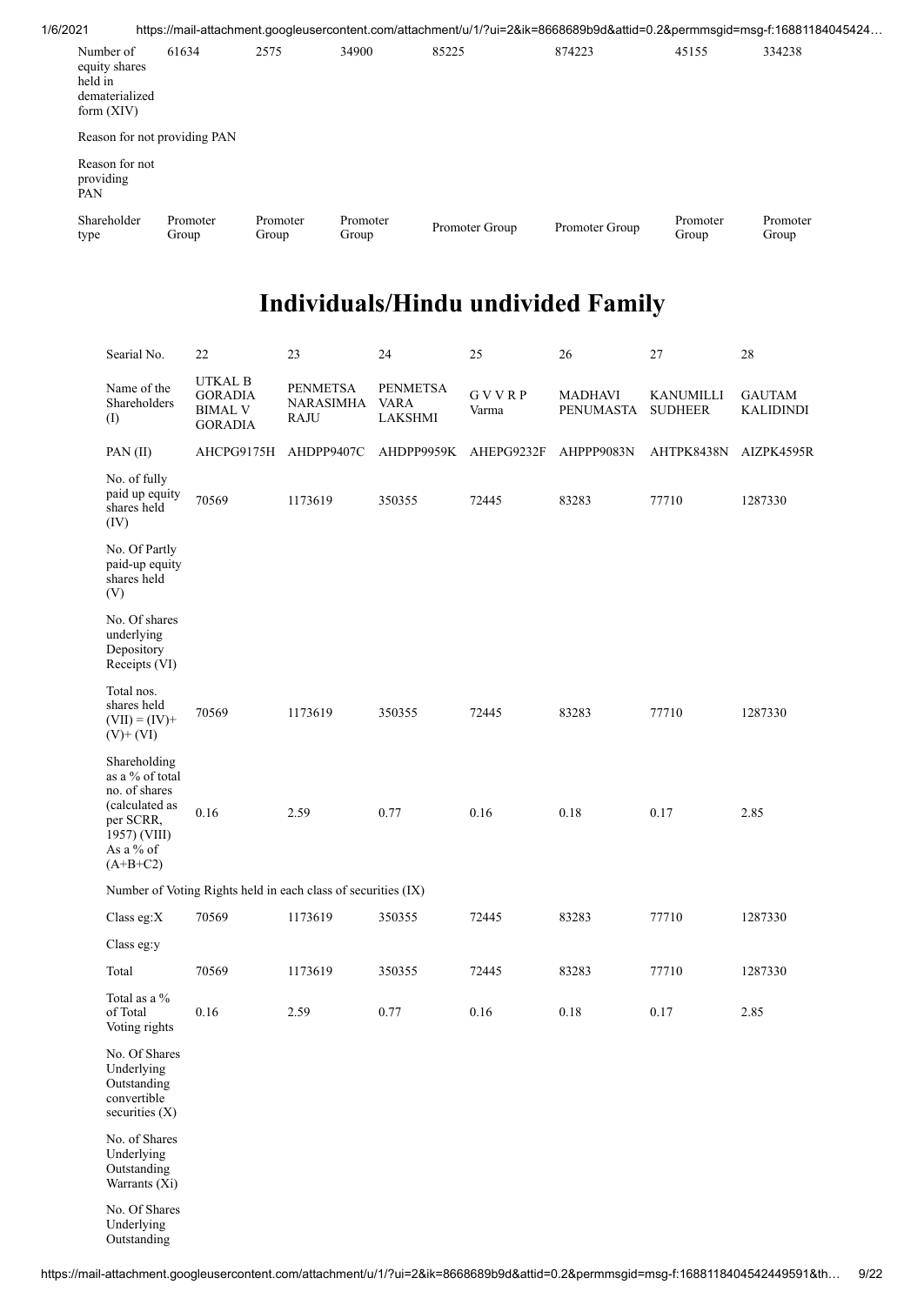| Number of equity shares held in dematerialized form (XIV) | 61634 | 2575 | 34900 | 85225 | 874223 | 45155 | 334238 |
|---|---|---|---|---|---|---|---|
| Reason for not providing PAN | | | | | | | |
| Reason for not providing PAN | | | | | | | |
| Shareholder type | Promoter Group | Promoter Group | Promoter Group | Promoter Group | Promoter Group | Promoter Group | Promoter Group |

# Individuals/Hindu undivided Family

| Searial No. | 22 | 23 | 24 | 25 | 26 | 27 | 28 |
|---|---|---|---|---|---|---|---|
| Name of the Shareholders (I) | UTKAL B GORADIA BIMAL V GORADIA | PENMETSA NARASIMHA RAJU | PENMETSA VARA LAKSHMI | G V V R P Varma | MADHAVI PENUMASTA | KANUMILLI SUDHEER | GAUTAM KALIDINDI |
| PAN (II) | AHCPG9175H | AHDPP9407C | AHDPP9959K | AHEPG9232F | AHPPP9083N | AHTPK8438N | AIZPK4595R |
| No. of fully paid up equity shares held (IV) | 70569 | 1173619 | 350355 | 72445 | 83283 | 77710 | 1287330 |
| No. Of Partly paid-up equity shares held (V) | | | | | | | |
| No. Of shares underlying Depository Receipts (VI) | | | | | | | |
| Total nos. shares held (VII) = (IV)+ (V)+ (VI) | 70569 | 1173619 | 350355 | 72445 | 83283 | 77710 | 1287330 |
| Shareholding as a % of total no. of shares (calculated as per SCRR, 1957) (VIII) As a % of (A+B+C2) | 0.16 | 2.59 | 0.77 | 0.16 | 0.18 | 0.17 | 2.85 |
| Number of Voting Rights held in each class of securities (IX) | | | | | | | |
| Class eg:X | 70569 | 1173619 | 350355 | 72445 | 83283 | 77710 | 1287330 |
| Class eg:y | | | | | | | |
| Total | 70569 | 1173619 | 350355 | 72445 | 83283 | 77710 | 1287330 |
| Total as a % of Total Voting rights | 0.16 | 2.59 | 0.77 | 0.16 | 0.18 | 0.17 | 2.85 |
| No. Of Shares Underlying Outstanding convertible securities (X) | | | | | | | |
| No. of Shares Underlying Outstanding Warrants (Xi) | | | | | | | |
| No. Of Shares Underlying Outstanding | | | | | | | |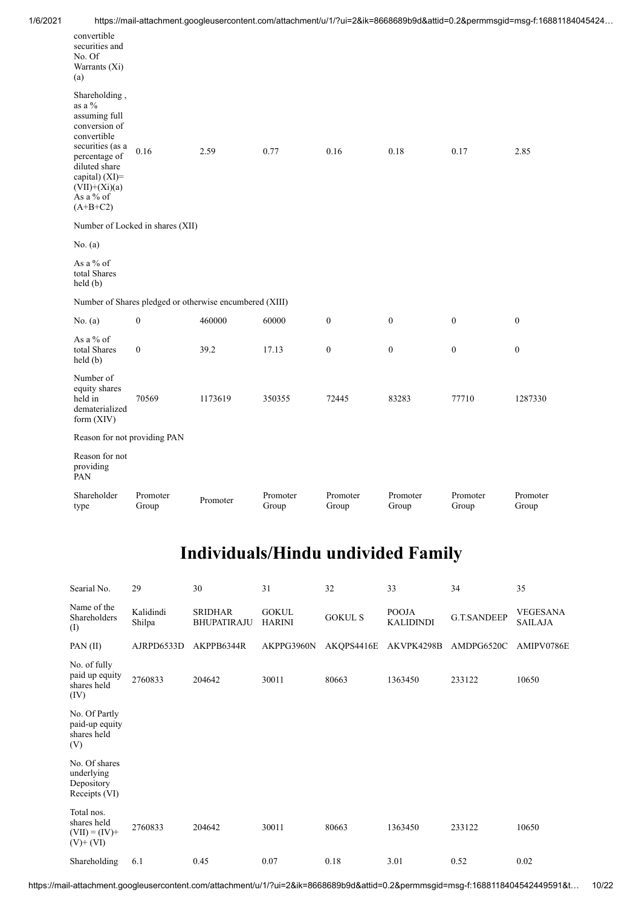| | | | | | | | |
|---|---|---|---|---|---|---|---|
| convertible securities and No. Of Warrants (Xi) (a) | | | | | | | |
| Shareholding , as a % assuming full conversion of convertible securities (as a percentage of diluted share capital) (XI)= (VII)+(Xi)(a) As a % of (A+B+C2) | 0.16 | 2.59 | 0.77 | 0.16 | 0.18 | 0.17 | 2.85 |
| Number of Locked in shares (XII) | | | | | | | |
| No. (a) | | | | | | | |
| As a % of total Shares held (b) | | | | | | | |
| Number of Shares pledged or otherwise encumbered (XIII) | | | | | | | |
| No. (a) | 0 | 460000 | 60000 | 0 | 0 | 0 | 0 |
| As a % of total Shares held (b) | 0 | 39.2 | 17.13 | 0 | 0 | 0 | 0 |
| Number of equity shares held in dematerialized form (XIV) | 70569 | 1173619 | 350355 | 72445 | 83283 | 77710 | 1287330 |
| Reason for not providing PAN | | | | | | | |
| Reason for not providing PAN | | | | | | | |
| Shareholder type | Promoter Group | Promoter | Promoter Group | Promoter Group | Promoter Group | Promoter Group | Promoter Group |

# Individuals/Hindu undivided Family

| Searial No. | 29 | 30 | 31 | 32 | 33 | 34 | 35 |
|---|---|---|---|---|---|---|---|
| Name of the Shareholders (I) | Kalidindi Shilpa | SRIDHAR BHUPATIRAJU | GOKUL HARINI | GOKUL S | POOJA KALIDINDI | G.T.SANDEEP | VEGESANA SAILAJA |
| PAN (II) | AJRPD6533D | AKPPB6344R | AKPPG3960N | AKQPS4416E | AKVPK4298B | AMDPG6520C | AMIPV0786E |
| No. of fully paid up equity shares held (IV) | 2760833 | 204642 | 30011 | 80663 | 1363450 | 233122 | 10650 |
| No. Of Partly paid-up equity shares held (V) | | | | | | | |
| No. Of shares underlying Depository Receipts (VI) | | | | | | | |
| Total nos. shares held (VII) = (IV)+ (V)+ (VI) | 2760833 | 204642 | 30011 | 80663 | 1363450 | 233122 | 10650 |
| Shareholding | 6.1 | 0.45 | 0.07 | 0.18 | 3.01 | 0.52 | 0.02 |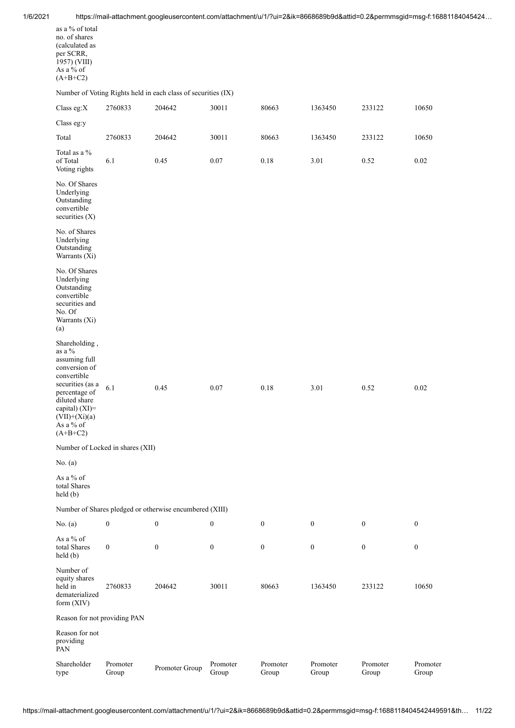| | | | | | | | |
|---|---|---|---|---|---|---|---|
| as a % of total no. of shares (calculated as per SCRR, 1957) (VIII) As a % of (A+B+C2) | | | | | | | |
| Number of Voting Rights held in each class of securities (IX) | | | | | | | |
| Class eg:X | 2760833 | 204642 | 30011 | 80663 | 1363450 | 233122 | 10650 |
| Class eg:y | | | | | | | |
| Total | 2760833 | 204642 | 30011 | 80663 | 1363450 | 233122 | 10650 |
| Total as a % of Total Voting rights | 6.1 | 0.45 | 0.07 | 0.18 | 3.01 | 0.52 | 0.02 |
| No. Of Shares Underlying Outstanding convertible securities (X) | | | | | | | |
| No. of Shares Underlying Outstanding Warrants (Xi) | | | | | | | |
| No. Of Shares Underlying Outstanding convertible securities and No. Of Warrants (Xi) (a) | | | | | | | |
| Shareholding , as a % assuming full conversion of convertible securities (as a percentage of diluted share capital) (XI)= (VII)+(Xi)(a) As a % of (A+B+C2) | 6.1 | 0.45 | 0.07 | 0.18 | 3.01 | 0.52 | 0.02 |
| Number of Locked in shares (XII) | | | | | | | |
| No. (a) | | | | | | | |
| As a % of total Shares held (b) | | | | | | | |
| Number of Shares pledged or otherwise encumbered (XIII) | | | | | | | |
| No. (a) | 0 | 0 | 0 | 0 | 0 | 0 | 0 |
| As a % of total Shares held (b) | 0 | 0 | 0 | 0 | 0 | 0 | 0 |
| Number of equity shares held in dematerialized form (XIV) | 2760833 | 204642 | 30011 | 80663 | 1363450 | 233122 | 10650 |
| Reason for not providing PAN | | | | | | | |
| Reason for not providing PAN | | | | | | | |
| Shareholder type | Promoter Group | Promoter Group | Promoter Group | Promoter Group | Promoter Group | Promoter Group | Promoter Group |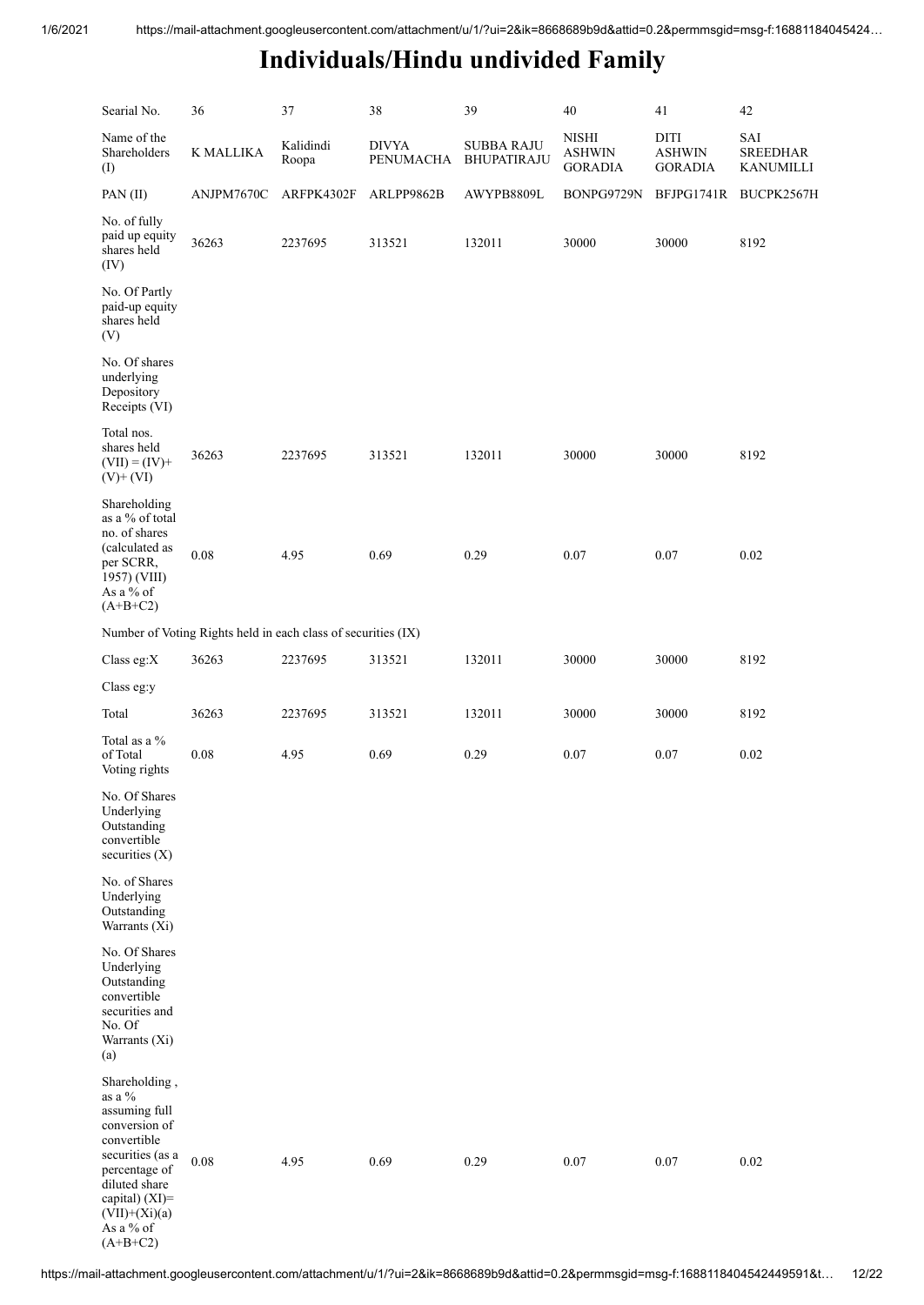# Individuals/Hindu undivided Family

| Searial No. | 36 | 37 | 38 | 39 | 40 | 41 | 42 |
|---|---|---|---|---|---|---|---|
| Name of the Shareholders (I) | K MALLIKA | Kalidindi Roopa | DIVYA PENUMACHA | SUBBA RAJU BHUPATIRAJU | NISHI ASHWIN GORADIA | DITI ASHWIN GORADIA | SAI SREEDHAR KANUMILLI |
| PAN (II) | ANJPM7670C | ARFPK4302F | ARLPP9862B | AWYPB8809L | BONPG9729N | BFJPG1741R | BUCPK2567H |
| No. of fully paid up equity shares held (IV) | 36263 | 2237695 | 313521 | 132011 | 30000 | 30000 | 8192 |
| No. Of Partly paid-up equity shares held (V) | | | | | | | |
| No. Of shares underlying Depository Receipts (VI) | | | | | | | |
| Total nos. shares held (VII) = (IV)+ (V)+ (VI) | 36263 | 2237695 | 313521 | 132011 | 30000 | 30000 | 8192 |
| Shareholding as a % of total no. of shares (calculated as per SCRR, 1957) (VIII) As a % of (A+B+C2) | 0.08 | 4.95 | 0.69 | 0.29 | 0.07 | 0.07 | 0.02 |
| Number of Voting Rights held in each class of securities (IX) | | | | | | | |
| Class eg:X | 36263 | 2237695 | 313521 | 132011 | 30000 | 30000 | 8192 |
| Class eg:y | | | | | | | |
| Total | 36263 | 2237695 | 313521 | 132011 | 30000 | 30000 | 8192 |
| Total as a % of Total Voting rights | 0.08 | 4.95 | 0.69 | 0.29 | 0.07 | 0.07 | 0.02 |
| No. Of Shares Underlying Outstanding convertible securities (X) | | | | | | | |
| No. of Shares Underlying Outstanding Warrants (Xi) | | | | | | | |
| No. Of Shares Underlying Outstanding convertible securities and No. Of Warrants (Xi) (a) | | | | | | | |
| Shareholding , as a % assuming full conversion of convertible securities (as a percentage of diluted share capital) (XI)= (VII)+(Xi)(a) As a % of (A+B+C2) | 0.08 | 4.95 | 0.69 | 0.29 | 0.07 | 0.07 | 0.02 |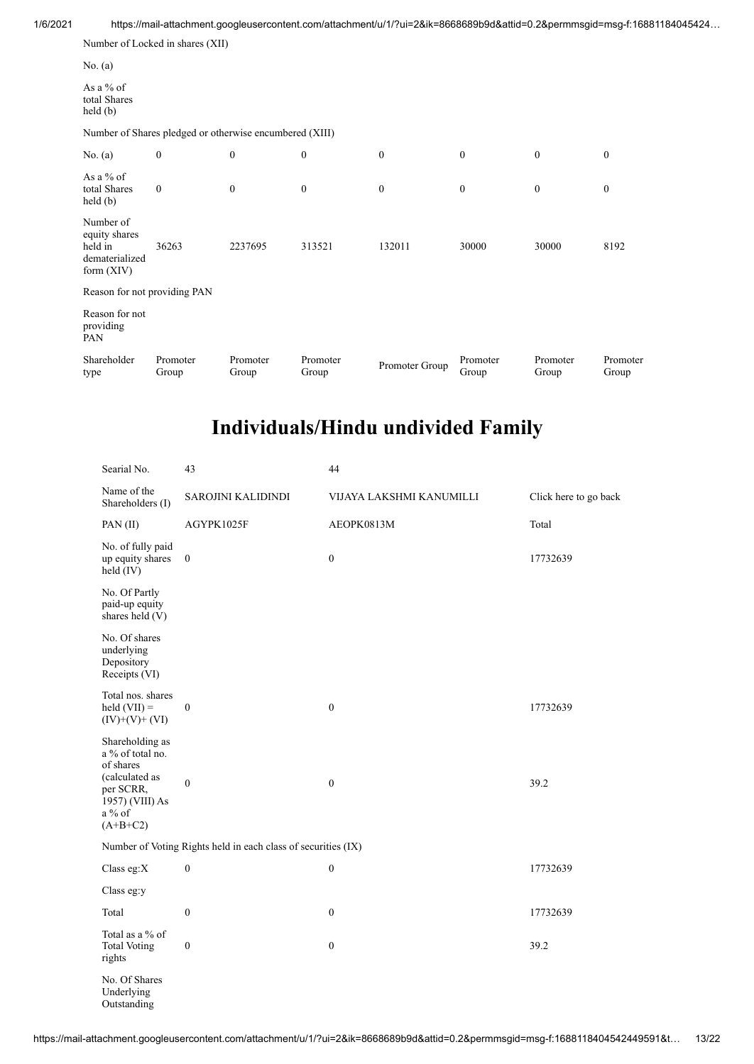| Number of Locked in shares (XII) | | | | | | | |
|---|---|---|---|---|---|---|---|
| No. (a) | | | | | | | |
| As a % of total Shares held (b) | | | | | | | |
| Number of Shares pledged or otherwise encumbered (XIII) | | | | | | | |
| No. (a) | 0 | 0 | 0 | 0 | 0 | 0 | 0 |
| As a % of total Shares held (b) | 0 | 0 | 0 | 0 | 0 | 0 | 0 |
| Number of equity shares held in dematerialized form (XIV) | 36263 | 2237695 | 313521 | 132011 | 30000 | 30000 | 8192 |
| Reason for not providing PAN | | | | | | | |
| Reason for not providing PAN | | | | | | | |
| Shareholder type | Promoter Group | Promoter Group | Promoter Group | Promoter Group | Promoter Group | Promoter Group | Promoter Group |

# Individuals/Hindu undivided Family

| Searial No. | 43 | 44 | |
|---|---|---|---|
| Name of the Shareholders (I) | SAROJINI KALIDINDI | VIJAYA LAKSHMI KANUMILLI | Click here to go back |
| PAN (II) | AGYPK1025F | AEOPK0813M | Total |
| No. of fully paid up equity shares held (IV) | 0 | 0 | 17732639 |
| No. Of Partly paid-up equity shares held (V) | | | |
| No. Of shares underlying Depository Receipts (VI) | | | |
| Total nos. shares held (VII) = (IV)+(V)+ (VI) | 0 | 0 | 17732639 |
| Shareholding as a % of total no. of shares (calculated as per SCRR, 1957) (VIII) As a % of (A+B+C2) | 0 | 0 | 39.2 |
| Number of Voting Rights held in each class of securities (IX) | | | |
| Class eg:X | 0 | 0 | 17732639 |
| Class eg:y | | | |
| Total | 0 | 0 | 17732639 |
| Total as a % of Total Voting rights | 0 | 0 | 39.2 |
| No. Of Shares Underlying Outstanding | | | |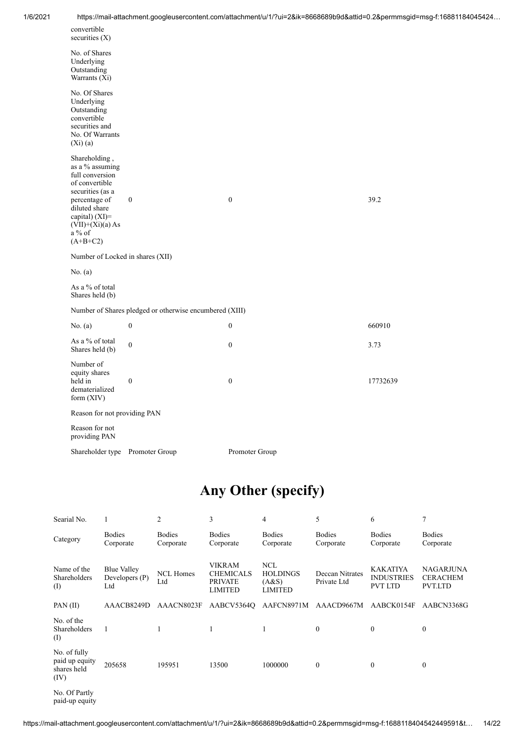| | | | |
|---|---|---|---|
| convertible securities (X) | | | |
| No. of Shares Underlying Outstanding Warrants (Xi) | | | |
| No. Of Shares Underlying Outstanding convertible securities and No. Of Warrants (Xi) (a) | | | |
| Shareholding , as a % assuming full conversion of convertible securities (as a percentage of diluted share capital) (XI)= (VII)+(Xi)(a) As a % of (A+B+C2) | 0 | 0 | 39.2 |
| Number of Locked in shares (XII) | | | |
| No. (a) | | | |
| As a % of total Shares held (b) | | | |
| Number of Shares pledged or otherwise encumbered (XIII) | | | |
| No. (a) | 0 | 0 | 660910 |
| As a % of total Shares held (b) | 0 | 0 | 3.73 |
| Number of equity shares held in dematerialized form (XIV) | 0 | 0 | 17732639 |
| Reason for not providing PAN | | | |
| Reason for not providing PAN | | | |
| Shareholder type | Promoter Group | Promoter Group | |

# Any Other (specify)

| Searial No. | 1 | 2 | 3 | 4 | 5 | 6 | 7 |
|---|---|---|---|---|---|---|---|
| Category | Bodies Corporate | Bodies Corporate | Bodies Corporate | Bodies Corporate | Bodies Corporate | Bodies Corporate | Bodies Corporate |
| Name of the Shareholders (I) | Blue Valley Developers (P) Ltd | NCL Homes Ltd | VIKRAM CHEMICALS PRIVATE LIMITED | NCL HOLDINGS (A&S) LIMITED | Deccan Nitrates Private Ltd | KAKATIYA INDUSTRIES PVT LTD | NAGARJUNA CERACHEM PVT.LTD |
| PAN (II) | AAACB8249D | AAACN8023F | AABCV5364Q | AAFCN8971M | AAACD9667M | AABCK0154F | AABCN3368G |
| No. of the Shareholders (I) | 1 | 1 | 1 | 1 | 0 | 0 | 0 |
| No. of fully paid up equity shares held (IV) | 205658 | 195951 | 13500 | 1000000 | 0 | 0 | 0 |
| No. Of Partly paid-up equity | | | | | | | |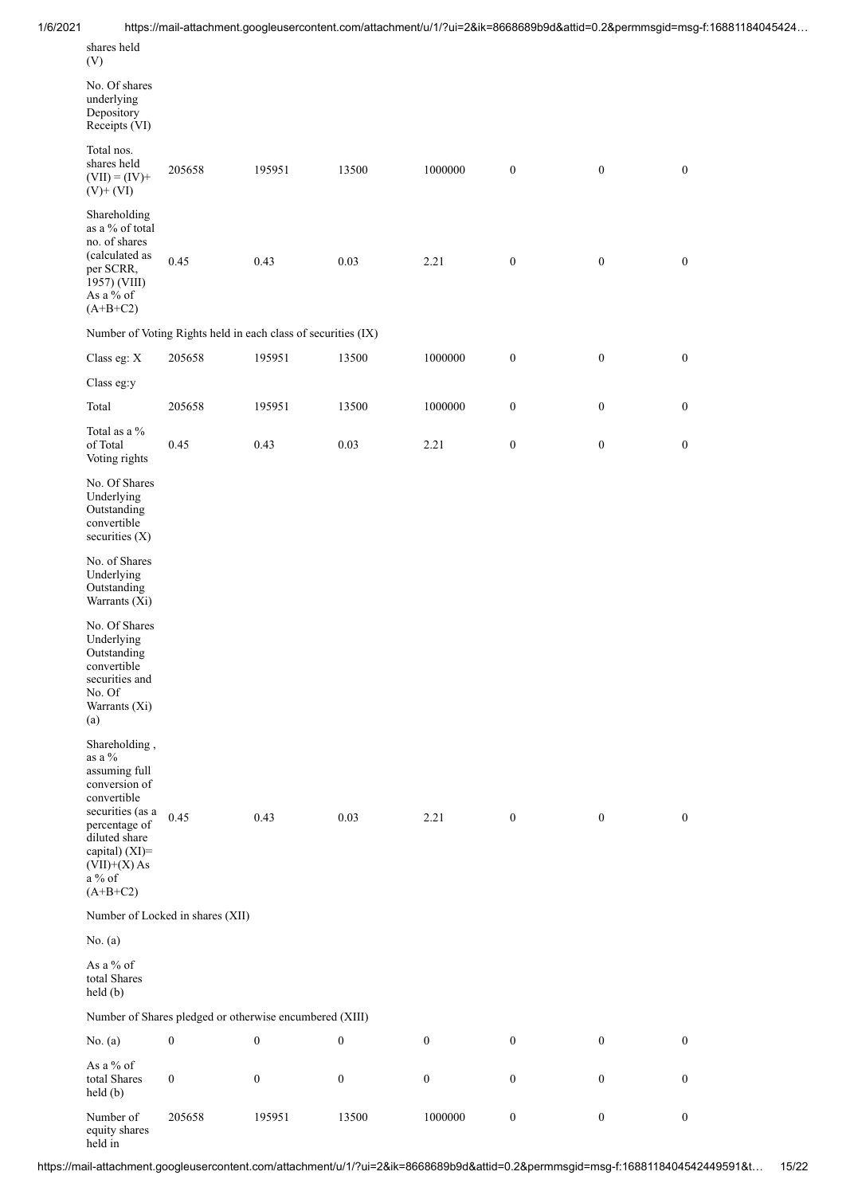| shares held (V) | | | | | | | |
|---|---|---|---|---|---|---|---|
| No. Of shares underlying Depository Receipts (VI) | | | | | | | |
| Total nos. shares held (VII) = (IV)+ (V)+ (VI) | 205658 | 195951 | 13500 | 1000000 | 0 | 0 | 0 |
| Shareholding as a % of total no. of shares (calculated as per SCRR, 1957) (VIII) As a % of (A+B+C2) | 0.45 | 0.43 | 0.03 | 2.21 | 0 | 0 | 0 |
| Number of Voting Rights held in each class of securities (IX) | | | | | | | |
| Class eg: X | 205658 | 195951 | 13500 | 1000000 | 0 | 0 | 0 |
| Class eg:y | | | | | | | |
| Total | 205658 | 195951 | 13500 | 1000000 | 0 | 0 | 0 |
| Total as a % of Total Voting rights | 0.45 | 0.43 | 0.03 | 2.21 | 0 | 0 | 0 |
| No. Of Shares Underlying Outstanding convertible securities (X) | | | | | | | |
| No. of Shares Underlying Outstanding Warrants (Xi) | | | | | | | |
| No. Of Shares Underlying Outstanding convertible securities and No. Of Warrants (Xi) (a) | | | | | | | |
| Shareholding , as a % assuming full conversion of convertible securities (as a percentage of diluted share capital) (XI)= (VII)+(X) As a % of (A+B+C2) | 0.45 | 0.43 | 0.03 | 2.21 | 0 | 0 | 0 |
| Number of Locked in shares (XII) | | | | | | | |
| No. (a) | | | | | | | |
| As a % of total Shares held (b) | | | | | | | |
| Number of Shares pledged or otherwise encumbered (XIII) | | | | | | | |
| No. (a) | 0 | 0 | 0 | 0 | 0 | 0 | 0 |
| As a % of total Shares held (b) | 0 | 0 | 0 | 0 | 0 | 0 | 0 |
| Number of equity shares held in | 205658 | 195951 | 13500 | 1000000 | 0 | 0 | 0 |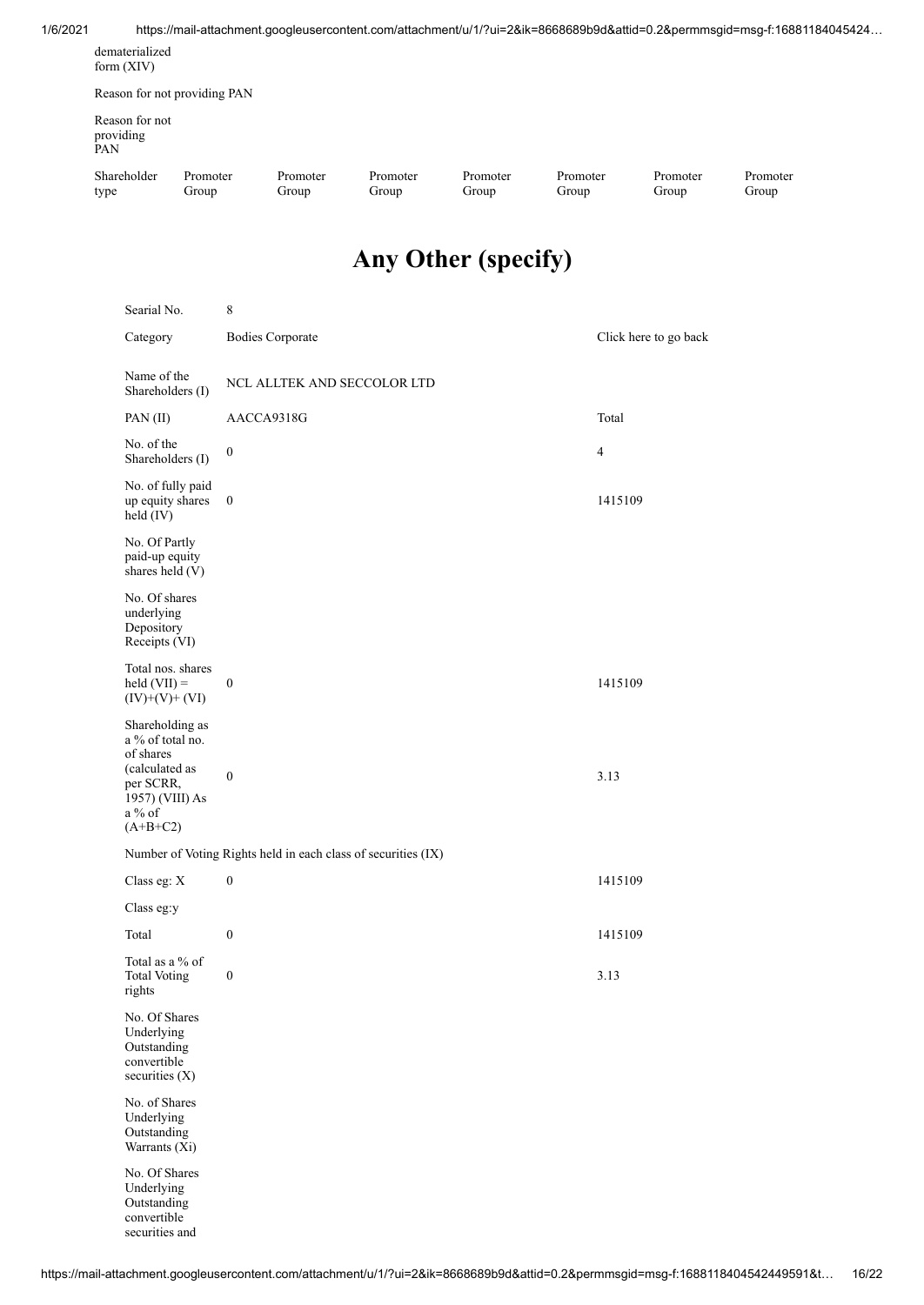| dematerialized form (XIV) | | | | | | | |
|---|---|---|---|---|---|---|---|
| Reason for not providing PAN | | | | | | | |
| Reason for not providing PAN | | | | | | | |
| Shareholder type | Promoter Group | Promoter Group | Promoter Group | Promoter Group | Promoter Group | Promoter Group | Promoter Group |

# Any Other (specify)

| Searial No. | 8 | |
|---|---|---|
| Category | Bodies Corporate | Click here to go back |
| Name of the Shareholders (I) | NCL ALLTEK AND SECCOLOR LTD | |
| PAN (II) | AACCA9318G | Total |
| No. of the Shareholders (I) | 0 | 4 |
| No. of fully paid up equity shares held (IV) | 0 | 1415109 |
| No. Of Partly paid-up equity shares held (V) | | |
| No. Of shares underlying Depository Receipts (VI) | | |
| Total nos. shares held (VII) = (IV)+(V)+ (VI) | 0 | 1415109 |
| Shareholding as a % of total no. of shares (calculated as per SCRR, 1957) (VIII) As a % of (A+B+C2) | 0 | 3.13 |
| Number of Voting Rights held in each class of securities (IX) | | |
| Class eg: X | 0 | 1415109 |
| Class eg:y | | |
| Total | 0 | 1415109 |
| Total as a % of Total Voting rights | 0 | 3.13 |
| No. Of Shares Underlying Outstanding convertible securities (X) | | |
| No. of Shares Underlying Outstanding Warrants (Xi) | | |
| No. Of Shares Underlying Outstanding convertible securities and | | |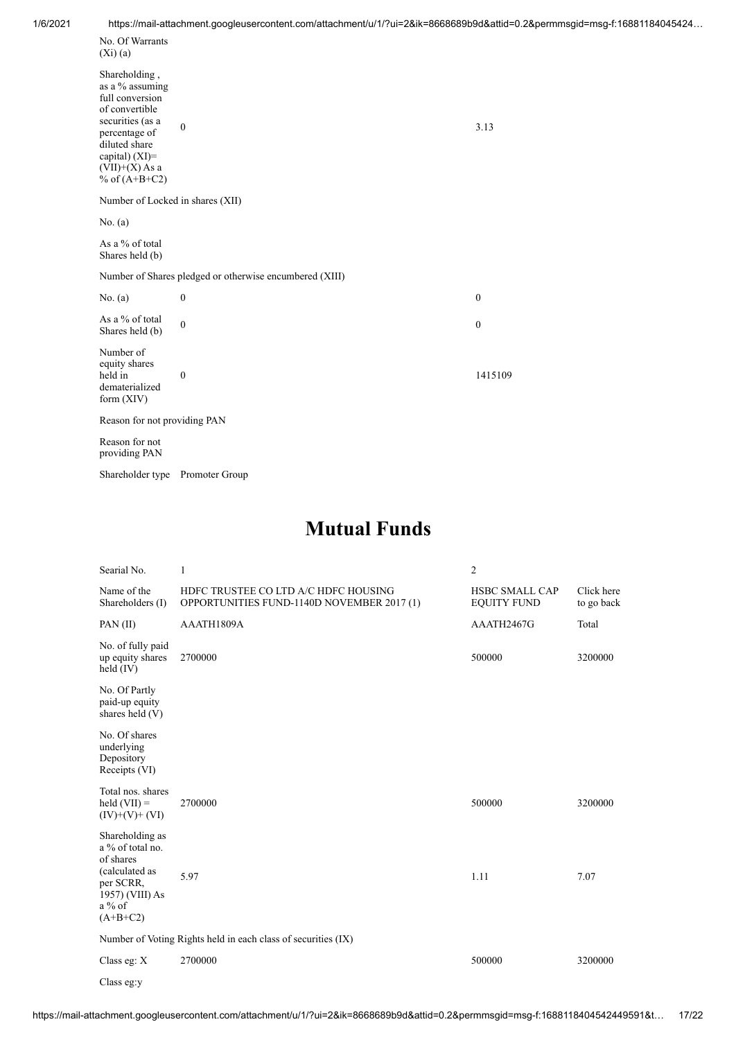| | | |
|---|---|---|
| No. Of Warrants (Xi) (a) | | |
| Shareholding , as a % assuming full conversion of convertible securities (as a percentage of diluted share capital) (XI)= (VII)+(X) As a % of (A+B+C2) | 0 | 3.13 |
| Number of Locked in shares (XII) | | |
| No. (a) | | |
| As a % of total Shares held (b) | | |
| Number of Shares pledged or otherwise encumbered (XIII) | | |
| No. (a) | 0 | 0 |
| As a % of total Shares held (b) | 0 | 0 |
| Number of equity shares held in dematerialized form (XIV) | 0 | 1415109 |
| Reason for not providing PAN | | |
| Reason for not providing PAN | | |
| Shareholder type | Promoter Group | |

# Mutual Funds

| Searial No. | 1 | 2 | |
|---|---|---|---|
| Name of the Shareholders (I) | HDFC TRUSTEE CO LTD A/C HDFC HOUSING OPPORTUNITIES FUND-1140D NOVEMBER 2017 (1) | HSBC SMALL CAP EQUITY FUND | Click here to go back |
| PAN (II) | AAATH1809A | AAATH2467G | Total |
| No. of fully paid up equity shares held (IV) | 2700000 | 500000 | 3200000 |
| No. Of Partly paid-up equity shares held (V) | | | |
| No. Of shares underlying Depository Receipts (VI) | | | |
| Total nos. shares held (VII) = (IV)+(V)+ (VI) | 2700000 | 500000 | 3200000 |
| Shareholding as a % of total no. of shares (calculated as per SCRR, 1957) (VIII) As a % of (A+B+C2) | 5.97 | 1.11 | 7.07 |
| Number of Voting Rights held in each class of securities (IX) | | | |
| Class eg: X | 2700000 | 500000 | 3200000 |
| Class eg:y | | | |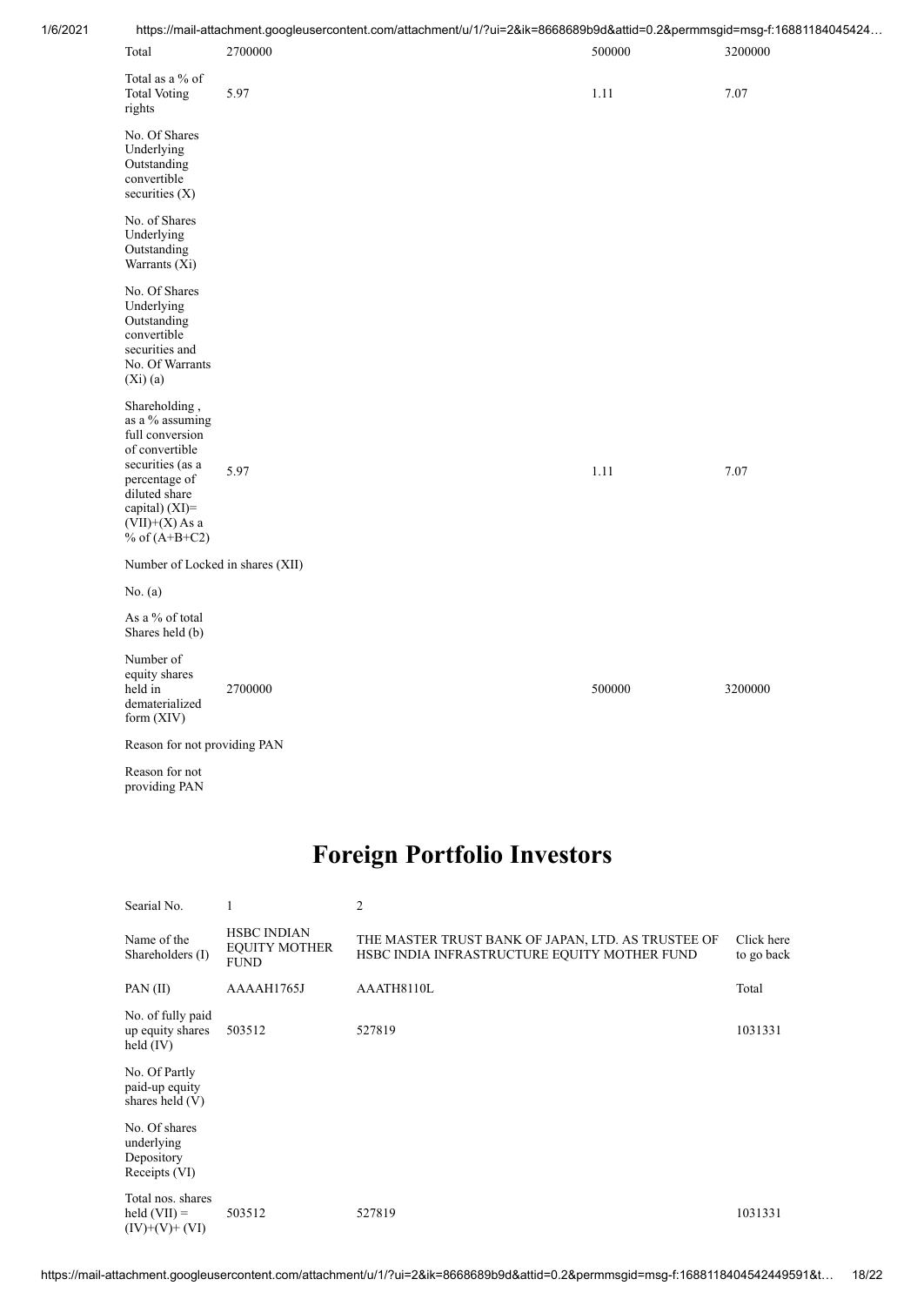| | | | |
|---|---|---|---|
| Total | 2700000 | 500000 | 3200000 |
| Total as a % of Total Voting rights | 5.97 | 1.11 | 7.07 |
| No. Of Shares Underlying Outstanding convertible securities (X) | | | |
| No. of Shares Underlying Outstanding Warrants (Xi) | | | |
| No. Of Shares Underlying Outstanding convertible securities and No. Of Warrants (Xi) (a) | | | |
| Shareholding , as a % assuming full conversion of convertible securities (as a percentage of diluted share capital) (XI)= (VII)+(X) As a % of (A+B+C2) | 5.97 | 1.11 | 7.07 |
| Number of Locked in shares (XII) | | | |
| No. (a) | | | |
| As a % of total Shares held (b) | | | |
| Number of equity shares held in dematerialized form (XIV) | 2700000 | 500000 | 3200000 |
| Reason for not providing PAN | | | |
| Reason for not providing PAN | | | |

# Foreign Portfolio Investors

| Searial No. | 1 | 2 | |
|---|---|---|---|
| Name of the Shareholders (I) | HSBC INDIAN EQUITY MOTHER FUND | THE MASTER TRUST BANK OF JAPAN, LTD. AS TRUSTEE OF HSBC INDIA INFRASTRUCTURE EQUITY MOTHER FUND | Click here to go back |
| PAN (II) | AAAAH1765J | AAATH8110L | Total |
| No. of fully paid up equity shares held (IV) | 503512 | 527819 | 1031331 |
| No. Of Partly paid-up equity shares held (V) | | | |
| No. Of shares underlying Depository Receipts (VI) | | | |
| Total nos. shares held (VII) = (IV)+(V)+ (VI) | 503512 | 527819 | 1031331 |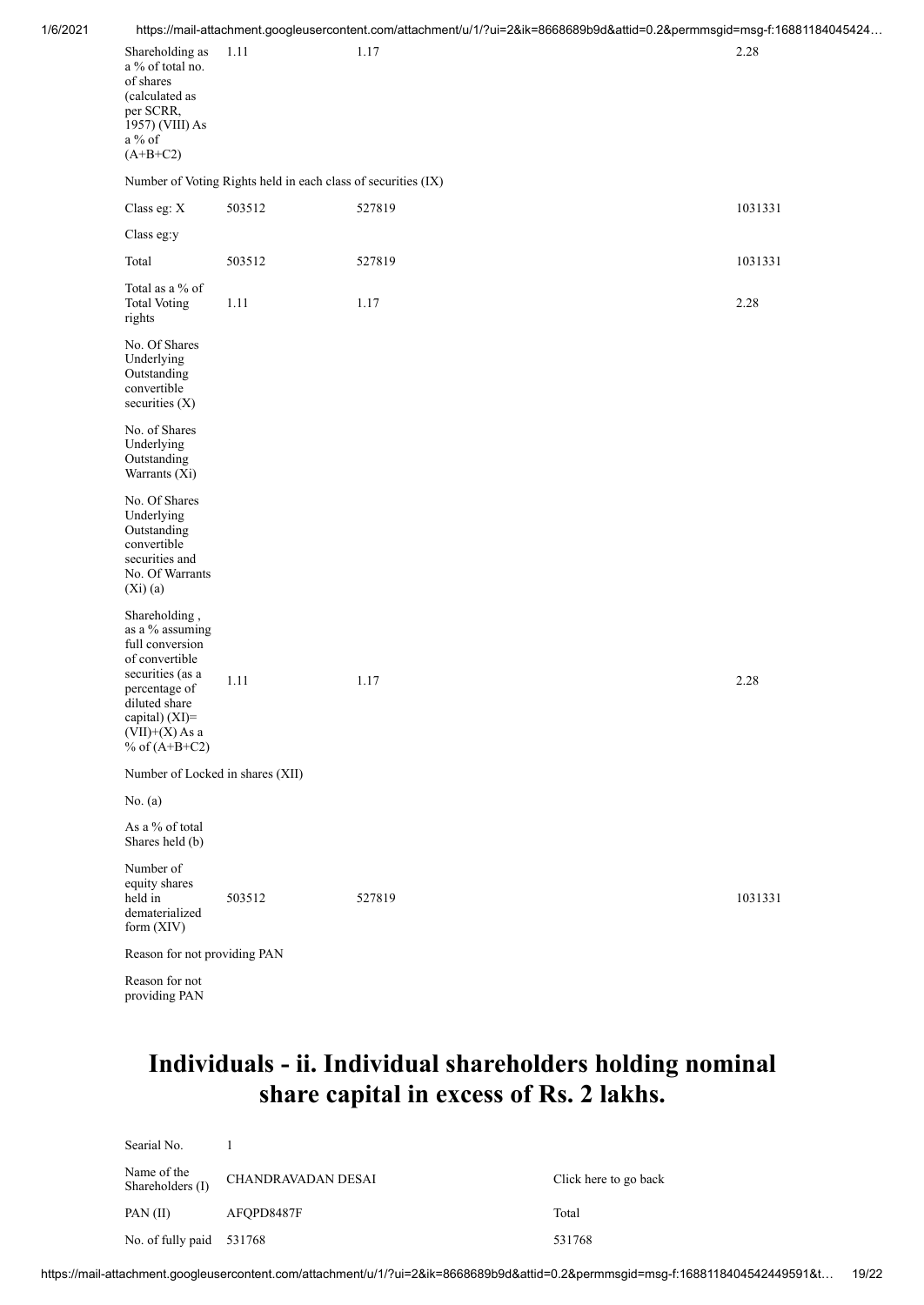| Shareholding as a % of total no. of shares (calculated as per SCRR, 1957) (VIII) As a % of (A+B+C2) | 1.11 | 1.17 | 2.28 |
|---|---|---|---|
| Number of Voting Rights held in each class of securities (IX) | | | |
| Class eg: X | 503512 | 527819 | 1031331 |
| Class eg:y | | | |
| Total | 503512 | 527819 | 1031331 |
| Total as a % of Total Voting rights | 1.11 | 1.17 | 2.28 |
| No. Of Shares Underlying Outstanding convertible securities (X) | | | |
| No. of Shares Underlying Outstanding Warrants (Xi) | | | |
| No. Of Shares Underlying Outstanding convertible securities and No. Of Warrants (Xi) (a) | | | |
| Shareholding , as a % assuming full conversion of convertible securities (as a percentage of diluted share capital) (XI)= (VII)+(X) As a % of (A+B+C2) | 1.11 | 1.17 | 2.28 |
| Number of Locked in shares (XII) | | | |
| No. (a) | | | |
| As a % of total Shares held (b) | | | |
| Number of equity shares held in dematerialized form (XIV) | 503512 | 527819 | 1031331 |
| Reason for not providing PAN | | | |
| Reason for not providing PAN | | | |

# Individuals - ii. Individual shareholders holding nominal share capital in excess of Rs. 2 lakhs.

| Searial No. | 1 | |
|---|---|---|
| Name of the Shareholders (I) | CHANDRAVADAN DESAI | Click here to go back |
| PAN (II) | AFQPD8487F | Total |
| No. of fully paid | 531768 | 531768 |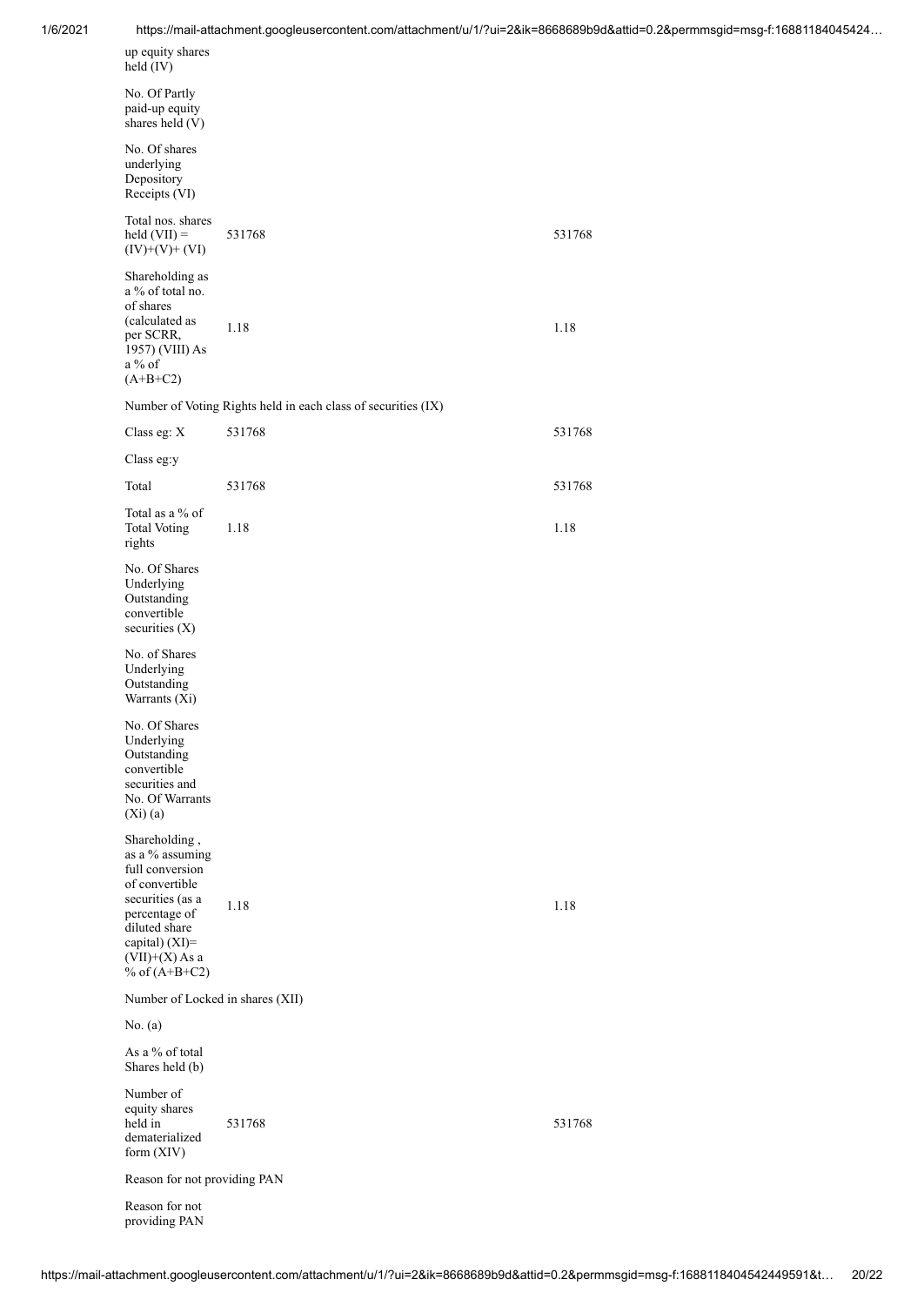| | | |
|---|---|---|
| up equity shares held (IV) | | |
| No. Of Partly paid-up equity shares held (V) | | |
| No. Of shares underlying Depository Receipts (VI) | | |
| Total nos. shares held (VII) = (IV)+(V)+ (VI) | 531768 | 531768 |
| Shareholding as a % of total no. of shares (calculated as per SCRR, 1957) (VIII) As a % of (A+B+C2) | 1.18 | 1.18 |
| Number of Voting Rights held in each class of securities (IX) | | |
| Class eg: X | 531768 | 531768 |
| Class eg:y | | |
| Total | 531768 | 531768 |
| Total as a % of Total Voting rights | 1.18 | 1.18 |
| No. Of Shares Underlying Outstanding convertible securities (X) | | |
| No. of Shares Underlying Outstanding Warrants (Xi) | | |
| No. Of Shares Underlying Outstanding convertible securities and No. Of Warrants (Xi) (a) | | |
| Shareholding , as a % assuming full conversion of convertible securities (as a percentage of diluted share capital) (XI)= (VII)+(X) As a % of (A+B+C2) | 1.18 | 1.18 |
| Number of Locked in shares (XII) | | |
| No. (a) | | |
| As a % of total Shares held (b) | | |
| Number of equity shares held in dematerialized form (XIV) | 531768 | 531768 |
| Reason for not providing PAN | | |
| Reason for not providing PAN | | |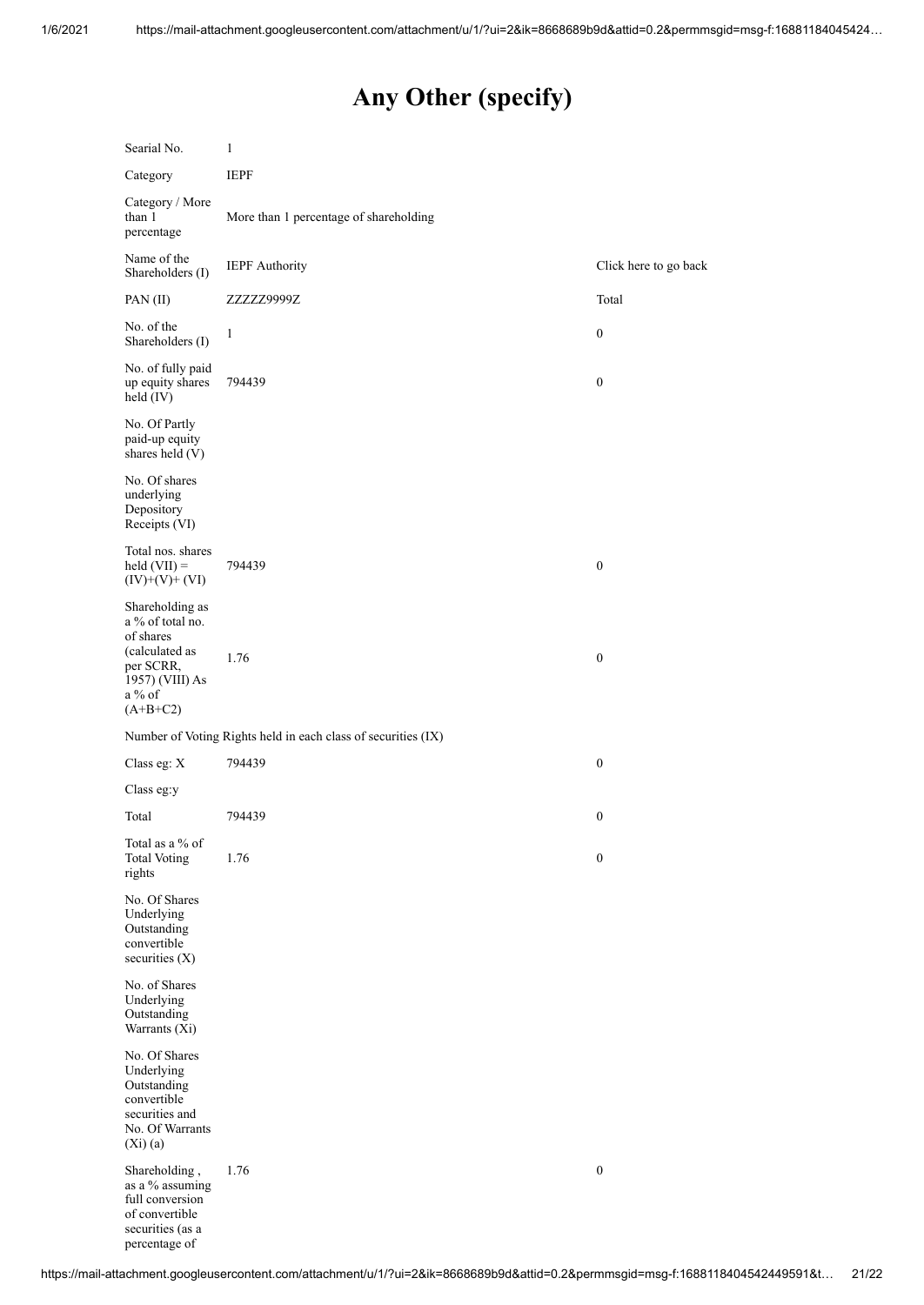# Any Other (specify)

| Searial No. | 1 | |
|---|---|---|
| Category | IEPF | |
| Category / More than 1 percentage | More than 1 percentage of shareholding | |
| Name of the Shareholders (I) | IEPF Authority | Click here to go back |
| PAN (II) | ZZZZZ9999Z | Total |
| No. of the Shareholders (I) | 1 | 0 |
| No. of fully paid up equity shares held (IV) | 794439 | 0 |
| No. Of Partly paid-up equity shares held (V) | | |
| No. Of shares underlying Depository Receipts (VI) | | |
| Total nos. shares held (VII) = (IV)+(V)+ (VI) | 794439 | 0 |
| Shareholding as a % of total no. of shares (calculated as per SCRR, 1957) (VIII) As a % of (A+B+C2) | 1.76 | 0 |
| Number of Voting Rights held in each class of securities (IX) | | |
| Class eg: X | 794439 | 0 |
| Class eg:y | | |
| Total | 794439 | 0 |
| Total as a % of Total Voting rights | 1.76 | 0 |
| No. Of Shares Underlying Outstanding convertible securities (X) | | |
| No. of Shares Underlying Outstanding Warrants (Xi) | | |
| No. Of Shares Underlying Outstanding convertible securities and No. Of Warrants (Xi) (a) | | |
| Shareholding , as a % assuming full conversion of convertible securities (as a percentage of | 1.76 | 0 |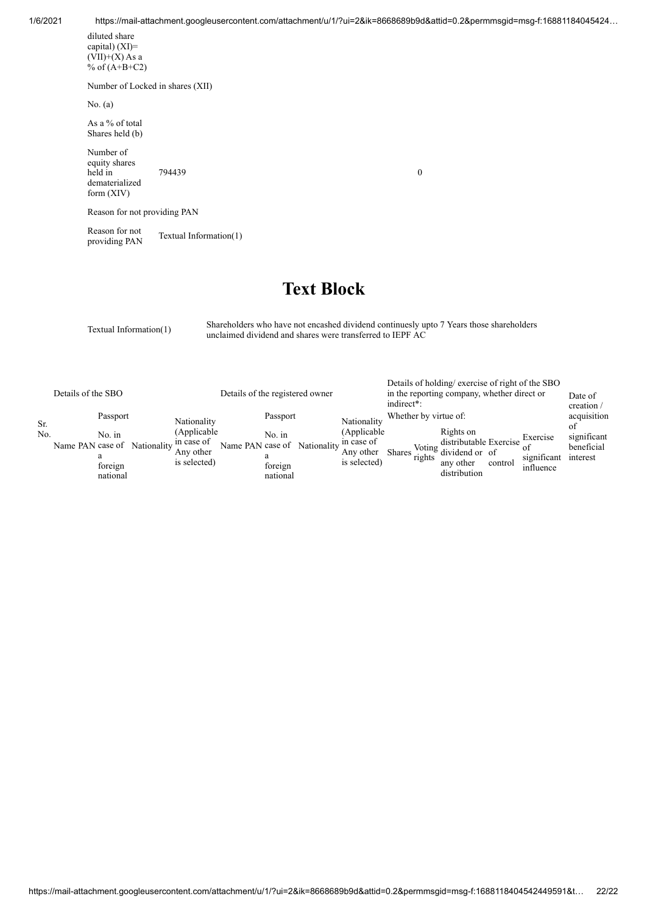| | | |
|---|---|---|
| diluted share capital) (XI)= (VII)+(X) As a % of (A+B+C2) | | |
| Number of Locked in shares (XII) | | |
| No. (a) | | |
| As a % of total Shares held (b) | | |
| Number of equity shares held in dematerialized form (XIV) | 794439 | 0 |
| Reason for not providing PAN | | |
| Reason for not providing PAN | Textual Information(1) | |

# Text Block

| | |
|---|---|
| Textual Information(1) | Shareholders who have not encashed dividend continuesly upto 7 Years those shareholders unclaimed dividend and shares were transferred to IEPF AC |

| Sr. No. | Details of the SBO | | | | Details of the registered owner | | | | Details of holding/ exercise of right of the SBO in the reporting company, whether direct or indirect*: | | | | | Date of creation / acquisition of significant beneficial interest |
|---|---|---|---|---|---|---|---|---|---|---|---|---|---|---|
| | | | | | | | | | Whether by virtue of: | | | | | |
| | Name | PAN | Passport No. in case of a foreign national | Nationality | Nationality (Applicable in case of Any other is selected) | Name | PAN | Passport No. in case of a foreign national | Nationality | Nationality (Applicable in case of Any other is selected) | Shares | Voting rights | Rights on distributable dividend or any other distribution | Exercise of control | Exercise of significant influence | |